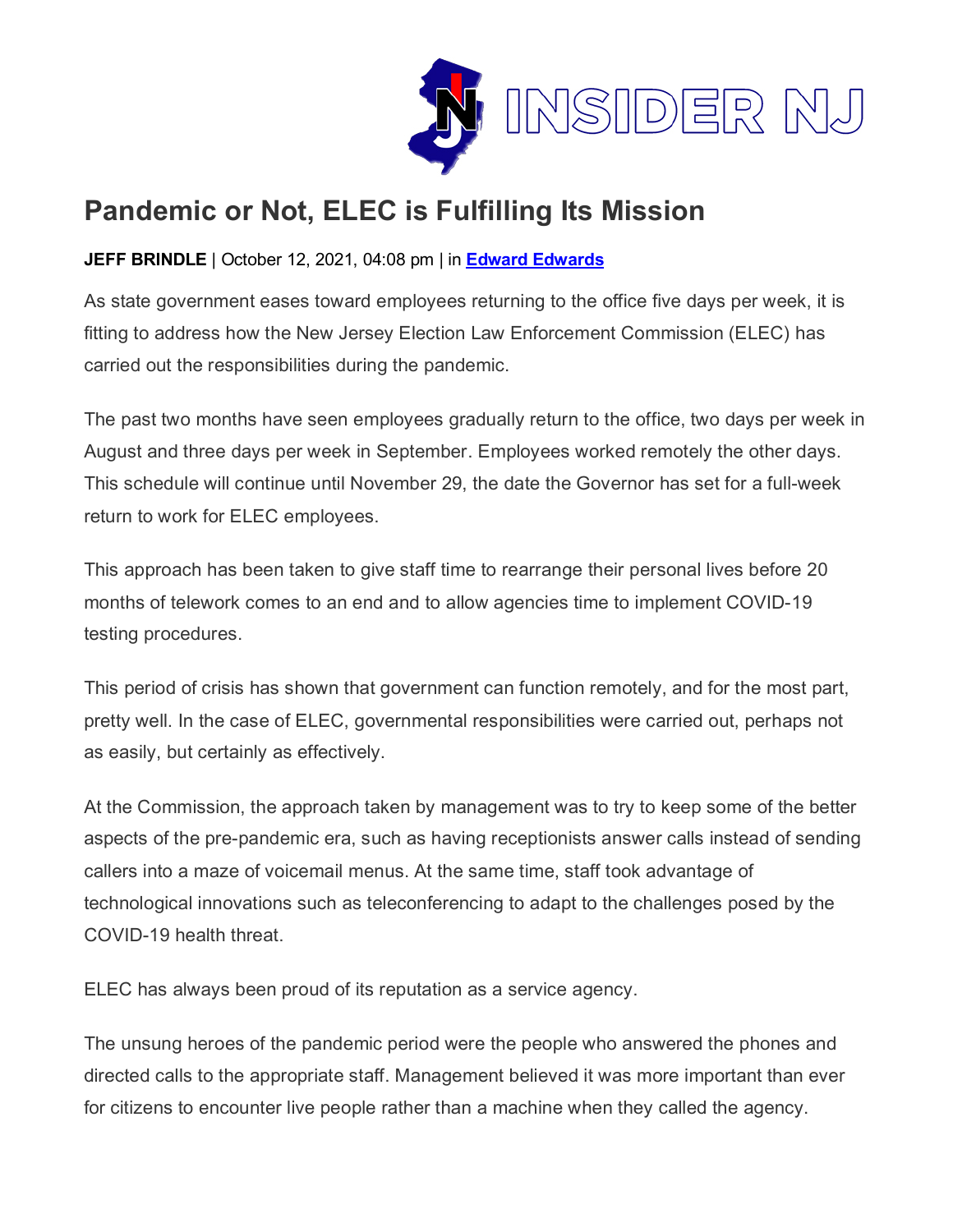# Pandemic or Not, ELEC is Fulfilling Its Mission

**JEFF BRINDLE** | October 12, 2021, 04:08 pm | in **Edward Edwards**

As state government eases toward employees returning to the office five days per week, it is fitting to address how the New Jersey Election Law Enforcement Commission (ELEC) has carried out the responsibilities during the pandemic.

The past two months have seen employees gradually return to the office, two days per week in August and three days per week in September. Employees worked remotely the other days. This schedule will continue until November 29, the date the Governor has set for a full-week return to work for ELEC employees.

This approach has been taken to give staff time to rearrange their personal lives before 20 months of telework comes to an end and to allow agencies time to implement COVID-19 testing procedures.

This period of crisis has shown that government can function remotely, and for the most part, pretty well. In the case of ELEC, governmental responsibilities were carried out, perhaps not as easily, but certainly as effectively.

At the Commission, the approach taken by management was to try to keep some of the better aspects of the pre-pandemic era, such as having receptionists answer calls instead of sending callers into a maze of voicemail menus. At the same time, staff took advantage of technological innovations such as teleconferencing to adapt to the challenges posed by the COVID-19 health threat.

ELEC has always been proud of its reputation as a service agency.

The unsung heroes of the pandemic period were the people who answered the phones and directed calls to the appropriate staff. Management believed it was more important than ever for citizens to encounter live people rather than a machine when they called the agency.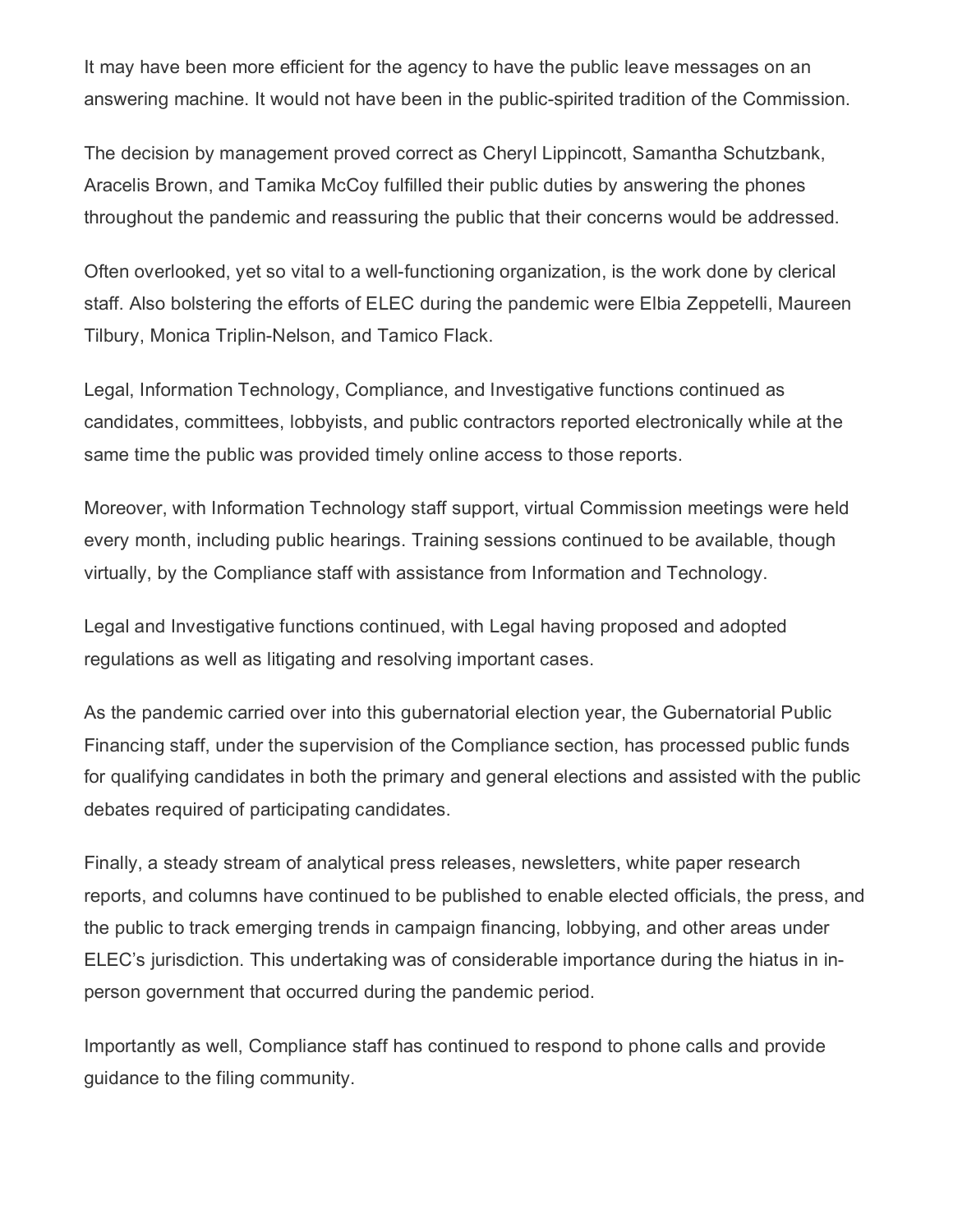It may have been more efficient for the agency to have the public leave messages on an answering machine. It would not have been in the public-spirited tradition of the Commission.

The decision by management proved correct as Cheryl Lippincott, Samantha Schutzbank, Aracelis Brown, and Tamika McCoy fulfilled their public duties by answering the phones throughout the pandemic and reassuring the public that their concerns would be addressed.

Often overlooked, yet so vital to a well-functioning organization, is the work done by clerical staff. Also bolstering the efforts of ELEC during the pandemic were Elbia Zeppetelli, Maureen Tilbury, Monica Triplin-Nelson, and Tamico Flack.

Legal, Information Technology, Compliance, and Investigative functions continued as candidates, committees, lobbyists, and public contractors reported electronically while at the same time the public was provided timely online access to those reports.

Moreover, with Information Technology staff support, virtual Commission meetings were held every month, including public hearings. Training sessions continued to be available, though virtually, by the Compliance staff with assistance from Information and Technology.

Legal and Investigative functions continued, with Legal having proposed and adopted regulations as well as litigating and resolving important cases.

As the pandemic carried over into this gubernatorial election year, the Gubernatorial Public Financing staff, under the supervision of the Compliance section, has processed public funds for qualifying candidates in both the primary and general elections and assisted with the public debates required of participating candidates.

Finally, a steady stream of analytical press releases, newsletters, white paper research reports, and columns have continued to be published to enable elected officials, the press, and the public to track emerging trends in campaign financing, lobbying, and other areas under ELEC's jurisdiction. This undertaking was of considerable importance during the hiatus in in-person government that occurred during the pandemic period.

Importantly as well, Compliance staff has continued to respond to phone calls and provide guidance to the filing community.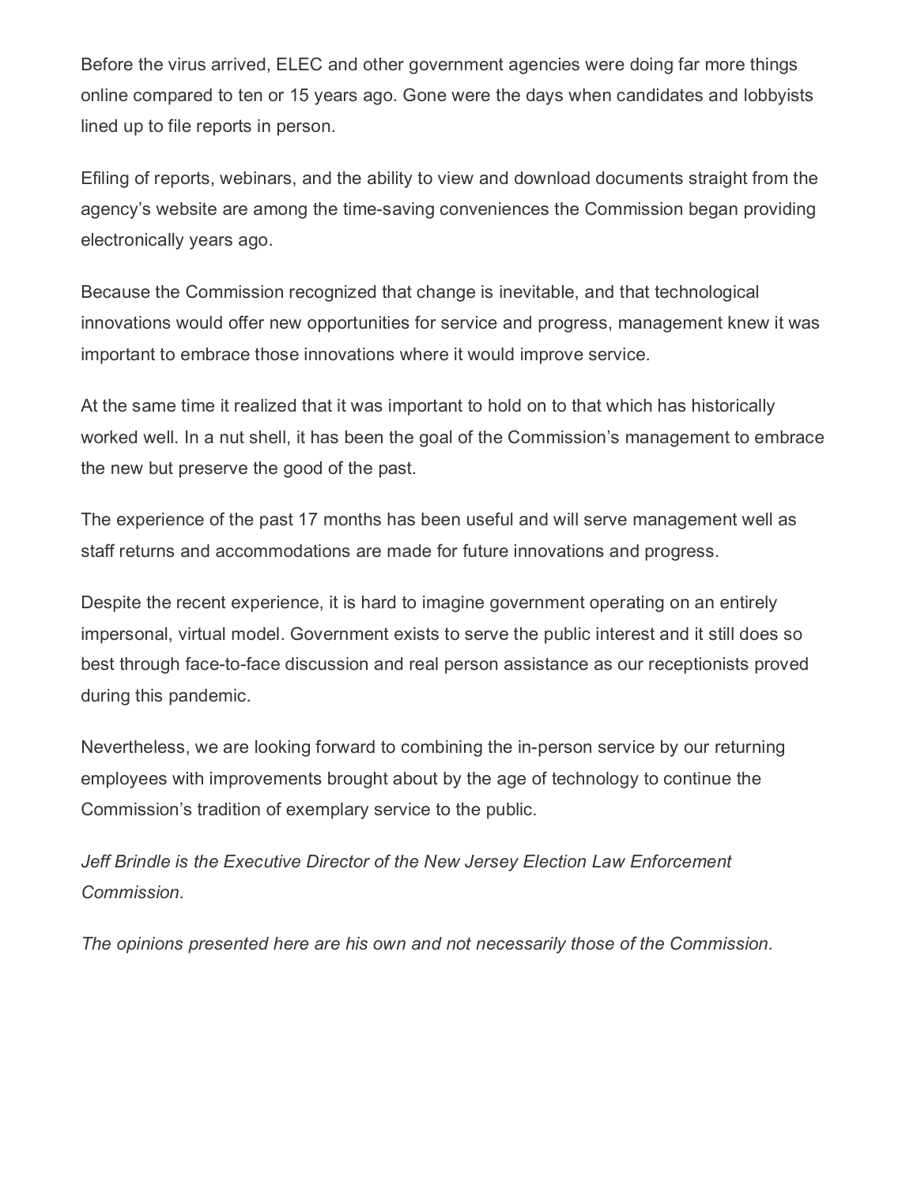Before the virus arrived, ELEC and other government agencies were doing far more things online compared to ten or 15 years ago. Gone were the days when candidates and lobbyists lined up to file reports in person.

Efiling of reports, webinars, and the ability to view and download documents straight from the agency's website are among the time-saving conveniences the Commission began providing electronically years ago.

Because the Commission recognized that change is inevitable, and that technological innovations would offer new opportunities for service and progress, management knew it was important to embrace those innovations where it would improve service.

At the same time it realized that it was important to hold on to that which has historically worked well. In a nut shell, it has been the goal of the Commission's management to embrace the new but preserve the good of the past.

The experience of the past 17 months has been useful and will serve management well as staff returns and accommodations are made for future innovations and progress.

Despite the recent experience, it is hard to imagine government operating on an entirely impersonal, virtual model. Government exists to serve the public interest and it still does so best through face-to-face discussion and real person assistance as our receptionists proved during this pandemic.

Nevertheless, we are looking forward to combining the in-person service by our returning employees with improvements brought about by the age of technology to continue the Commission's tradition of exemplary service to the public.

*Jeff Brindle is the Executive Director of the New Jersey Election Law Enforcement Commission.*

*The opinions presented here are his own and not necessarily those of the Commission.*